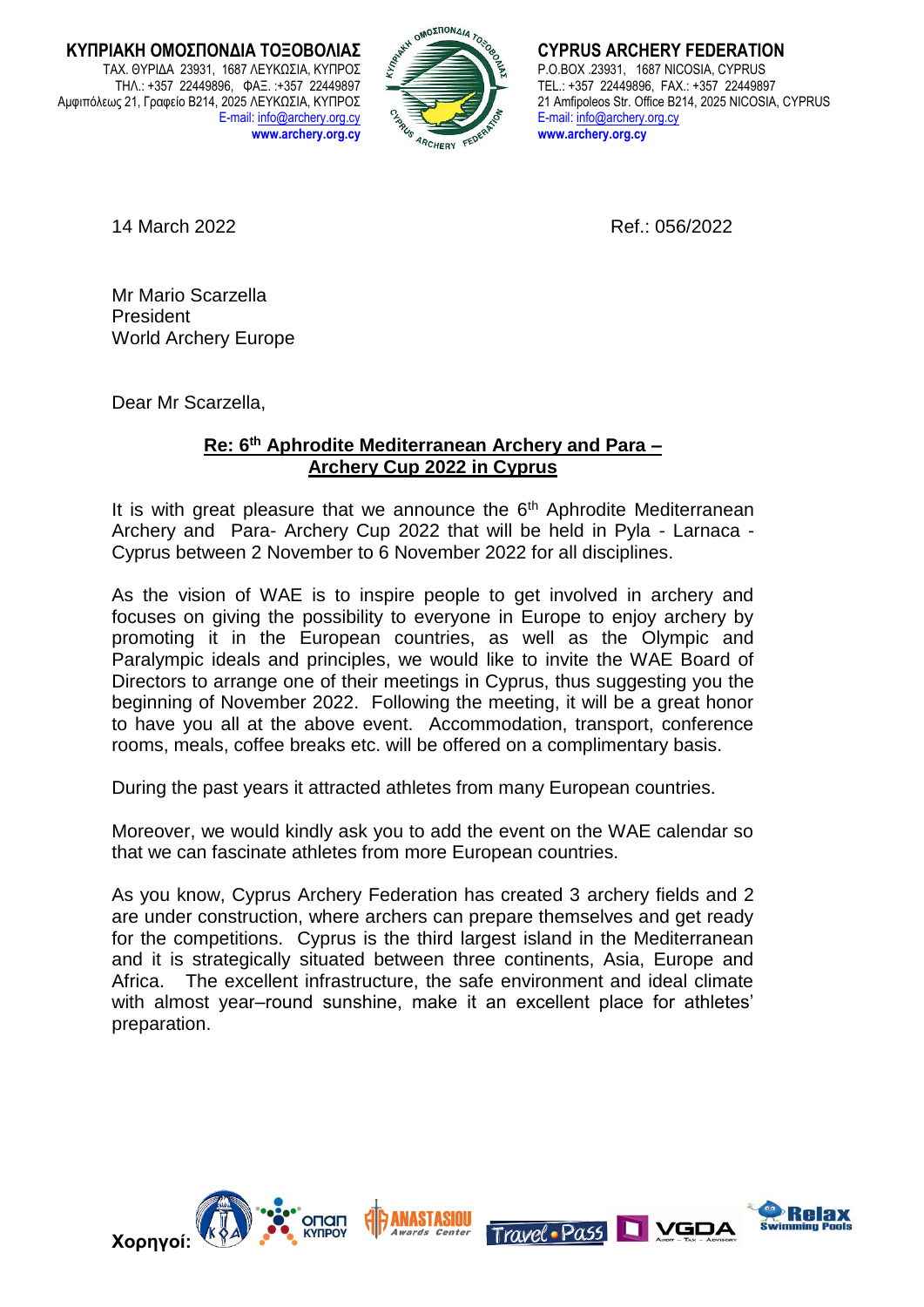**ΚΥΠΡΙΑΚΗ ΟΜΟΣΠΟΝΔΙΑ ΤΟΞΟΒΟΛΙΑΣ**
ΤΑΧ. ΘΥΡΙΔΑ 23931, 1687 ΛΕΥΚΩΣΙΑ, ΚΥΠΡΟΣ
ΤΗΛ.: +357 22449896, ΦΑΞ. :+357 22449897
Αμφιπόλεως 21, Γραφείο Β214, 2025 ΛΕΥΚΩΣΙΑ, ΚΥΠΡΟΣ
E-mail: info@archery.org.cy
**www.archery.org.cy**

**CYPRUS ARCHERY FEDERATION**
P.O.BOX .23931, 1687 NICOSIA, CYPRUS
TEL.: +357 22449896, FAX.: +357 22449897
21 Amfipoleos Str. Office B214, 2025 NICOSIA, CYPRUS
E-mail: info@archery.org.cy
**www.archery.org.cy**

14 March 2022 Ref.: 056/2022

Mr Mario Scarzella
President
World Archery Europe

Dear Mr Scarzella,

**Re: 6th Aphrodite Mediterranean Archery and Para – Archery Cup 2022 in Cyprus**

It is with great pleasure that we announce the 6th Aphrodite Mediterranean Archery and Para- Archery Cup 2022 that will be held in Pyla - Larnaca - Cyprus between 2 November to 6 November 2022 for all disciplines.

As the vision of WAE is to inspire people to get involved in archery and focuses on giving the possibility to everyone in Europe to enjoy archery by promoting it in the European countries, as well as the Olympic and Paralympic ideals and principles, we would like to invite the WAE Board of Directors to arrange one of their meetings in Cyprus, thus suggesting you the beginning of November 2022. Following the meeting, it will be a great honor to have you all at the above event. Accommodation, transport, conference rooms, meals, coffee breaks etc. will be offered on a complimentary basis.

During the past years it attracted athletes from many European countries.

Moreover, we would kindly ask you to add the event on the WAE calendar so that we can fascinate athletes from more European countries.

As you know, Cyprus Archery Federation has created 3 archery fields and 2 are under construction, where archers can prepare themselves and get ready for the competitions. Cyprus is the third largest island in the Mediterranean and it is strategically situated between three continents, Asia, Europe and Africa. The excellent infrastructure, the safe environment and ideal climate with almost year–round sunshine, make it an excellent place for athletes' preparation.

**Χορηγοί:**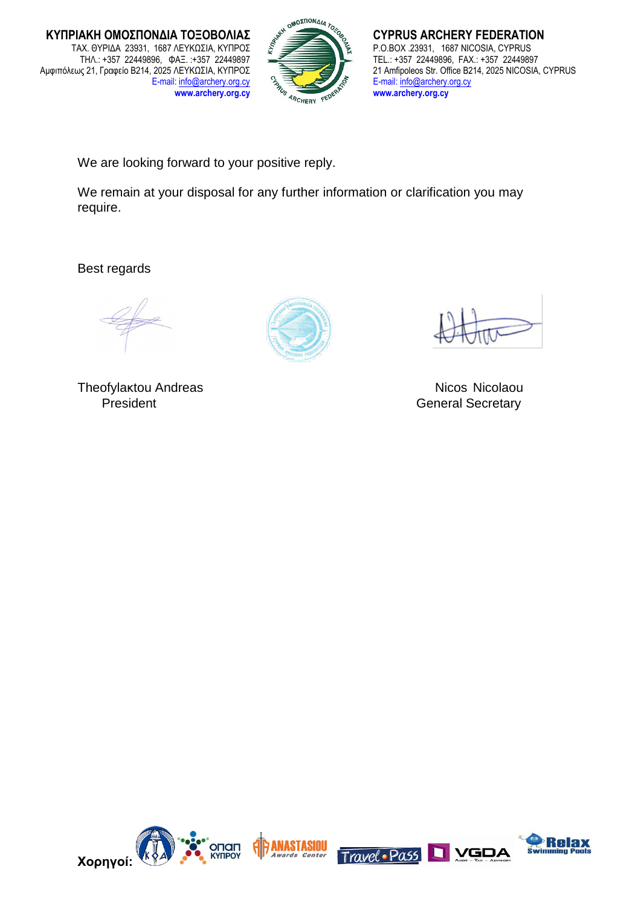We are looking forward to your positive reply.

We remain at your disposal for any further information or clarification you may require.

Best regards

Theofylaκtou Andreas
President

Nicos Nicolaou
General Secretary

Χορηγοί: